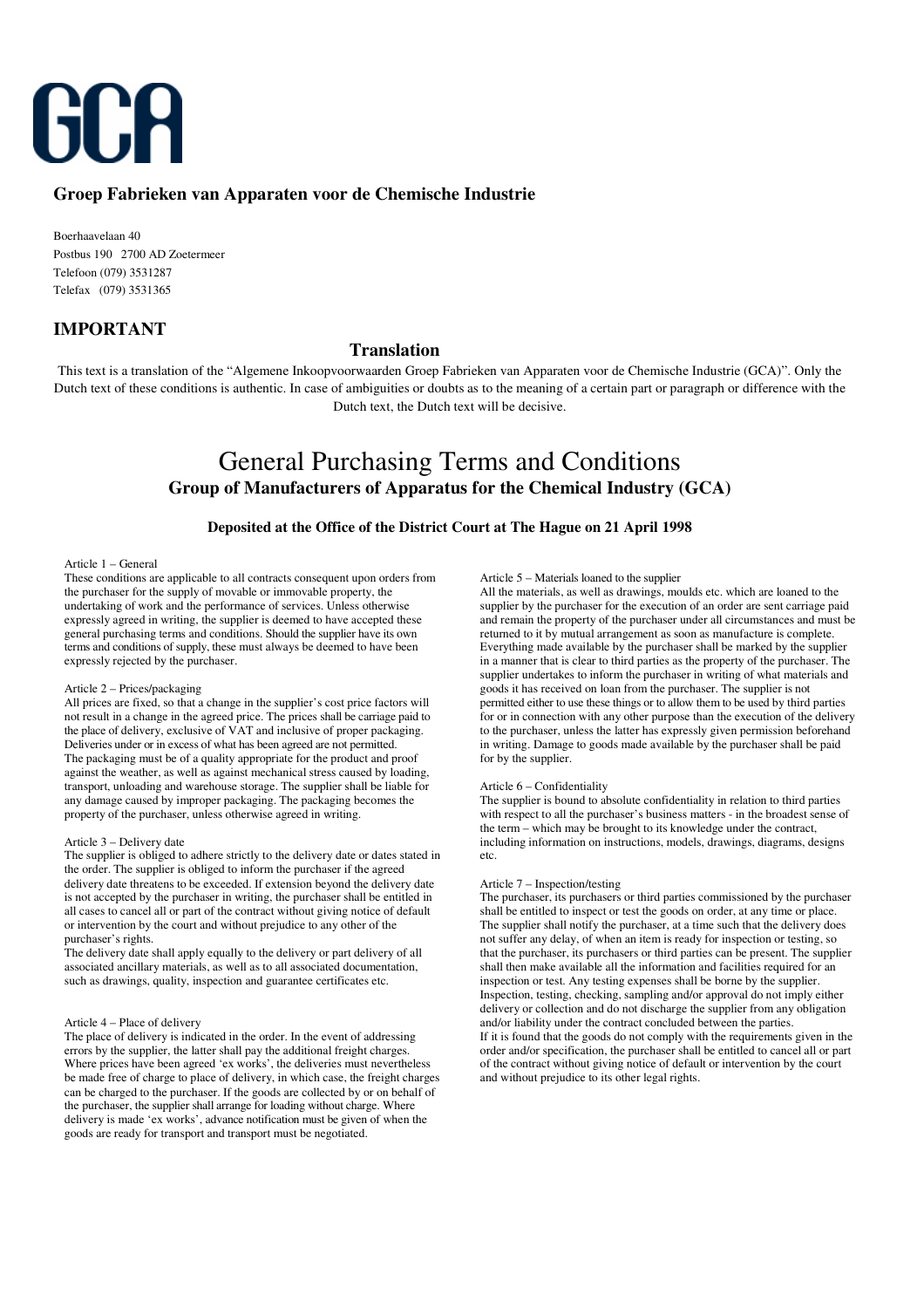# GCA

**Groep Fabrieken van Apparaten voor de Chemische Industrie**

Boerhaavelaan 40
Postbus 190 2700 AD Zoetermeer
Telefoon (079) 3531287
Telefax (079) 3531365

## IMPORTANT

### Translation

This text is a translation of the "Algemene Inkoopvoorwaarden Groep Fabrieken van Apparaten voor de Chemische Industrie (GCA)". Only the Dutch text of these conditions is authentic. In case of ambiguities or doubts as to the meaning of a certain part or paragraph or difference with the Dutch text, the Dutch text will be decisive.

# General Purchasing Terms and Conditions

## Group of Manufacturers of Apparatus for the Chemical Industry (GCA)

**Deposited at the Office of the District Court at The Hague on 21 April 1998**

Article 1 – General

These conditions are applicable to all contracts consequent upon orders from the purchaser for the supply of movable or immovable property, the undertaking of work and the performance of services. Unless otherwise expressly agreed in writing, the supplier is deemed to have accepted these general purchasing terms and conditions. Should the supplier have its own terms and conditions of supply, these must always be deemed to have been expressly rejected by the purchaser.

Article 2 – Prices/packaging

All prices are fixed, so that a change in the supplier's cost price factors will not result in a change in the agreed price. The prices shall be carriage paid to the place of delivery, exclusive of VAT and inclusive of proper packaging. Deliveries under or in excess of what has been agreed are not permitted. The packaging must be of a quality appropriate for the product and proof against the weather, as well as against mechanical stress caused by loading, transport, unloading and warehouse storage. The supplier shall be liable for any damage caused by improper packaging. The packaging becomes the property of the purchaser, unless otherwise agreed in writing.

Article 3 – Delivery date

The supplier is obliged to adhere strictly to the delivery date or dates stated in the order. The supplier is obliged to inform the purchaser if the agreed delivery date threatens to be exceeded. If extension beyond the delivery date is not accepted by the purchaser in writing, the purchaser shall be entitled in all cases to cancel all or part of the contract without giving notice of default or intervention by the court and without prejudice to any other of the purchaser's rights.

The delivery date shall apply equally to the delivery or part delivery of all associated ancillary materials, as well as to all associated documentation, such as drawings, quality, inspection and guarantee certificates etc.

Article 4 – Place of delivery

The place of delivery is indicated in the order. In the event of addressing errors by the supplier, the latter shall pay the additional freight charges. Where prices have been agreed 'ex works', the deliveries must nevertheless be made free of charge to place of delivery, in which case, the freight charges can be charged to the purchaser. If the goods are collected by or on behalf of the purchaser, the supplier shall arrange for loading without charge. Where delivery is made 'ex works', advance notification must be given of when the goods are ready for transport and transport must be negotiated.

Article 5 – Materials loaned to the supplier

All the materials, as well as drawings, moulds etc. which are loaned to the supplier by the purchaser for the execution of an order are sent carriage paid and remain the property of the purchaser under all circumstances and must be returned to it by mutual arrangement as soon as manufacture is complete. Everything made available by the purchaser shall be marked by the supplier in a manner that is clear to third parties as the property of the purchaser. The supplier undertakes to inform the purchaser in writing of what materials and goods it has received on loan from the purchaser. The supplier is not permitted either to use these things or to allow them to be used by third parties for or in connection with any other purpose than the execution of the delivery to the purchaser, unless the latter has expressly given permission beforehand in writing. Damage to goods made available by the purchaser shall be paid for by the supplier.

Article 6 – Confidentiality

The supplier is bound to absolute confidentiality in relation to third parties with respect to all the purchaser's business matters - in the broadest sense of the term – which may be brought to its knowledge under the contract, including information on instructions, models, drawings, diagrams, designs etc.

Article 7 – Inspection/testing

The purchaser, its purchasers or third parties commissioned by the purchaser shall be entitled to inspect or test the goods on order, at any time or place. The supplier shall notify the purchaser, at a time such that the delivery does not suffer any delay, of when an item is ready for inspection or testing, so that the purchaser, its purchasers or third parties can be present. The supplier shall then make available all the information and facilities required for an inspection or test. Any testing expenses shall be borne by the supplier. Inspection, testing, checking, sampling and/or approval do not imply either delivery or collection and do not discharge the supplier from any obligation and/or liability under the contract concluded between the parties.

If it is found that the goods do not comply with the requirements given in the order and/or specification, the purchaser shall be entitled to cancel all or part of the contract without giving notice of default or intervention by the court and without prejudice to its other legal rights.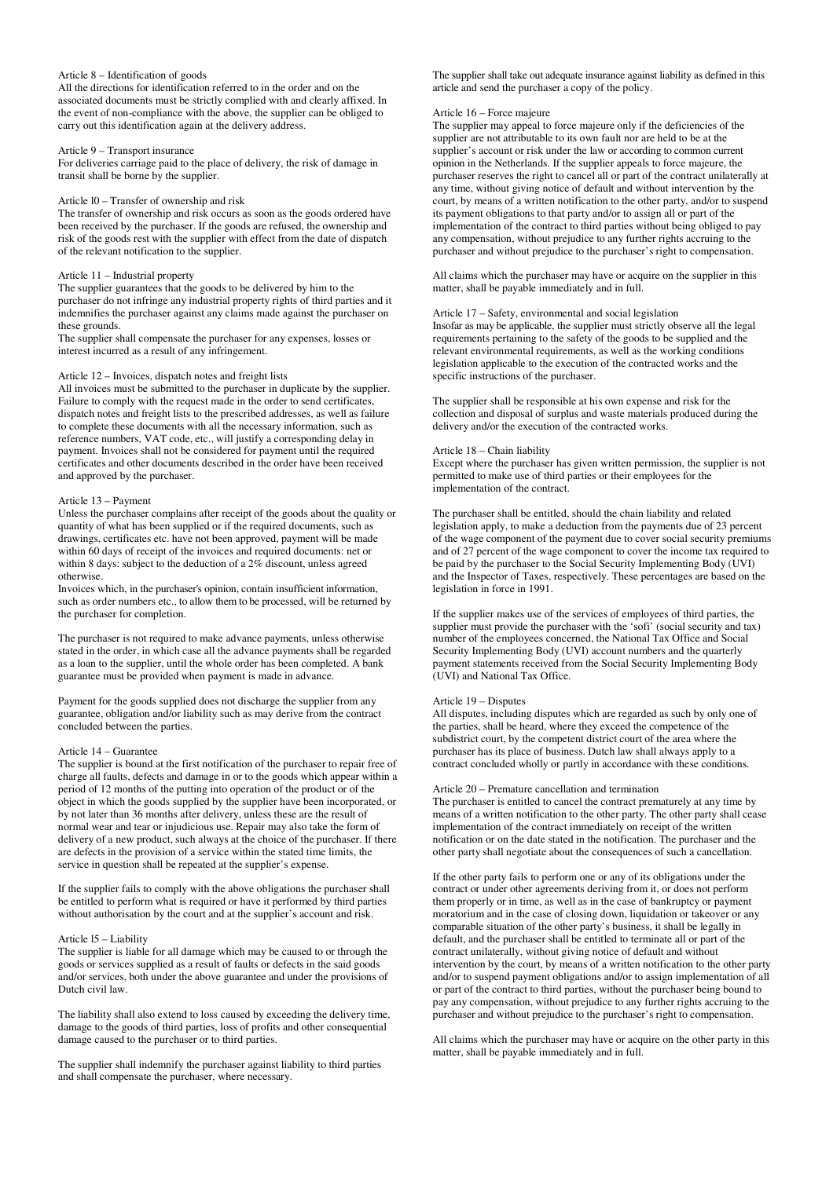Article 8 – Identification of goods

All the directions for identification referred to in the order and on the associated documents must be strictly complied with and clearly affixed. In the event of non-compliance with the above, the supplier can be obliged to carry out this identification again at the delivery address.

Article 9 – Transport insurance

For deliveries carriage paid to the place of delivery, the risk of damage in transit shall be borne by the supplier.

Article l0 – Transfer of ownership and risk

The transfer of ownership and risk occurs as soon as the goods ordered have been received by the purchaser. If the goods are refused, the ownership and risk of the goods rest with the supplier with effect from the date of dispatch of the relevant notification to the supplier.

Article 11 – Industrial property

The supplier guarantees that the goods to be delivered by him to the purchaser do not infringe any industrial property rights of third parties and it indemnifies the purchaser against any claims made against the purchaser on these grounds.

The supplier shall compensate the purchaser for any expenses, losses or interest incurred as a result of any infringement.

Article 12 – Invoices, dispatch notes and freight lists

All invoices must be submitted to the purchaser in duplicate by the supplier. Failure to comply with the request made in the order to send certificates, dispatch notes and freight lists to the prescribed addresses, as well as failure to complete these documents with all the necessary information, such as reference numbers, VAT code, etc., will justify a corresponding delay in payment. Invoices shall not be considered for payment until the required certificates and other documents described in the order have been received and approved by the purchaser.

Article 13 – Payment

Unless the purchaser complains after receipt of the goods about the quality or quantity of what has been supplied or if the required documents, such as drawings, certificates etc. have not been approved, payment will be made within 60 days of receipt of the invoices and required documents: net or within 8 days: subject to the deduction of a 2% discount, unless agreed otherwise.

Invoices which, in the purchaser's opinion, contain insufficient information, such as order numbers etc., to allow them to be processed, will be returned by the purchaser for completion.

The purchaser is not required to make advance payments, unless otherwise stated in the order, in which case all the advance payments shall be regarded as a loan to the supplier, until the whole order has been completed. A bank guarantee must be provided when payment is made in advance.

Payment for the goods supplied does not discharge the supplier from any guarantee, obligation and/or liability such as may derive from the contract concluded between the parties.

Article 14 – Guarantee

The supplier is bound at the first notification of the purchaser to repair free of charge all faults, defects and damage in or to the goods which appear within a period of 12 months of the putting into operation of the product or of the object in which the goods supplied by the supplier have been incorporated, or by not later than 36 months after delivery, unless these are the result of normal wear and tear or injudicious use. Repair may also take the form of delivery of a new product, such always at the choice of the purchaser. If there are defects in the provision of a service within the stated time limits, the service in question shall be repeated at the supplier's expense.

If the supplier fails to comply with the above obligations the purchaser shall be entitled to perform what is required or have it performed by third parties without authorisation by the court and at the supplier's account and risk.

Article l5 – Liability

The supplier is liable for all damage which may be caused to or through the goods or services supplied as a result of faults or defects in the said goods and/or services, both under the above guarantee and under the provisions of Dutch civil law.

The liability shall also extend to loss caused by exceeding the delivery time, damage to the goods of third parties, loss of profits and other consequential damage caused to the purchaser or to third parties.

The supplier shall indemnify the purchaser against liability to third parties and shall compensate the purchaser, where necessary.

The supplier shall take out adequate insurance against liability as defined in this article and send the purchaser a copy of the policy.

Article 16 – Force majeure

The supplier may appeal to force majeure only if the deficiencies of the supplier are not attributable to its own fault nor are held to be at the supplier's account or risk under the law or according to common current opinion in the Netherlands. If the supplier appeals to force majeure, the purchaser reserves the right to cancel all or part of the contract unilaterally at any time, without giving notice of default and without intervention by the court, by means of a written notification to the other party, and/or to suspend its payment obligations to that party and/or to assign all or part of the implementation of the contract to third parties without being obliged to pay any compensation, without prejudice to any further rights accruing to the purchaser and without prejudice to the purchaser's right to compensation.

All claims which the purchaser may have or acquire on the supplier in this matter, shall be payable immediately and in full.

Article 17 – Safety, environmental and social legislation

Insofar as may be applicable, the supplier must strictly observe all the legal requirements pertaining to the safety of the goods to be supplied and the relevant environmental requirements, as well as the working conditions legislation applicable to the execution of the contracted works and the specific instructions of the purchaser.

The supplier shall be responsible at his own expense and risk for the collection and disposal of surplus and waste materials produced during the delivery and/or the execution of the contracted works.

Article 18 – Chain liability

Except where the purchaser has given written permission, the supplier is not permitted to make use of third parties or their employees for the implementation of the contract.

The purchaser shall be entitled, should the chain liability and related legislation apply, to make a deduction from the payments due of 23 percent of the wage component of the payment due to cover social security premiums and of 27 percent of the wage component to cover the income tax required to be paid by the purchaser to the Social Security Implementing Body (UVI) and the Inspector of Taxes, respectively. These percentages are based on the legislation in force in 1991.

If the supplier makes use of the services of employees of third parties, the supplier must provide the purchaser with the 'sofi' (social security and tax) number of the employees concerned, the National Tax Office and Social Security Implementing Body (UVI) account numbers and the quarterly payment statements received from the Social Security Implementing Body (UVI) and National Tax Office.

Article 19 – Disputes

All disputes, including disputes which are regarded as such by only one of the parties, shall be heard, where they exceed the competence of the subdistrict court, by the competent district court of the area where the purchaser has its place of business. Dutch law shall always apply to a contract concluded wholly or partly in accordance with these conditions.

Article 20 – Premature cancellation and termination

The purchaser is entitled to cancel the contract prematurely at any time by means of a written notification to the other party. The other party shall cease implementation of the contract immediately on receipt of the written notification or on the date stated in the notification. The purchaser and the other party shall negotiate about the consequences of such a cancellation.

If the other party fails to perform one or any of its obligations under the contract or under other agreements deriving from it, or does not perform them properly or in time, as well as in the case of bankruptcy or payment moratorium and in the case of closing down, liquidation or takeover or any comparable situation of the other party's business, it shall be legally in default, and the purchaser shall be entitled to terminate all or part of the contract unilaterally, without giving notice of default and without intervention by the court, by means of a written notification to the other party and/or to suspend payment obligations and/or to assign implementation of all or part of the contract to third parties, without the purchaser being bound to pay any compensation, without prejudice to any further rights accruing to the purchaser and without prejudice to the purchaser's right to compensation.

All claims which the purchaser may have or acquire on the other party in this matter, shall be payable immediately and in full.